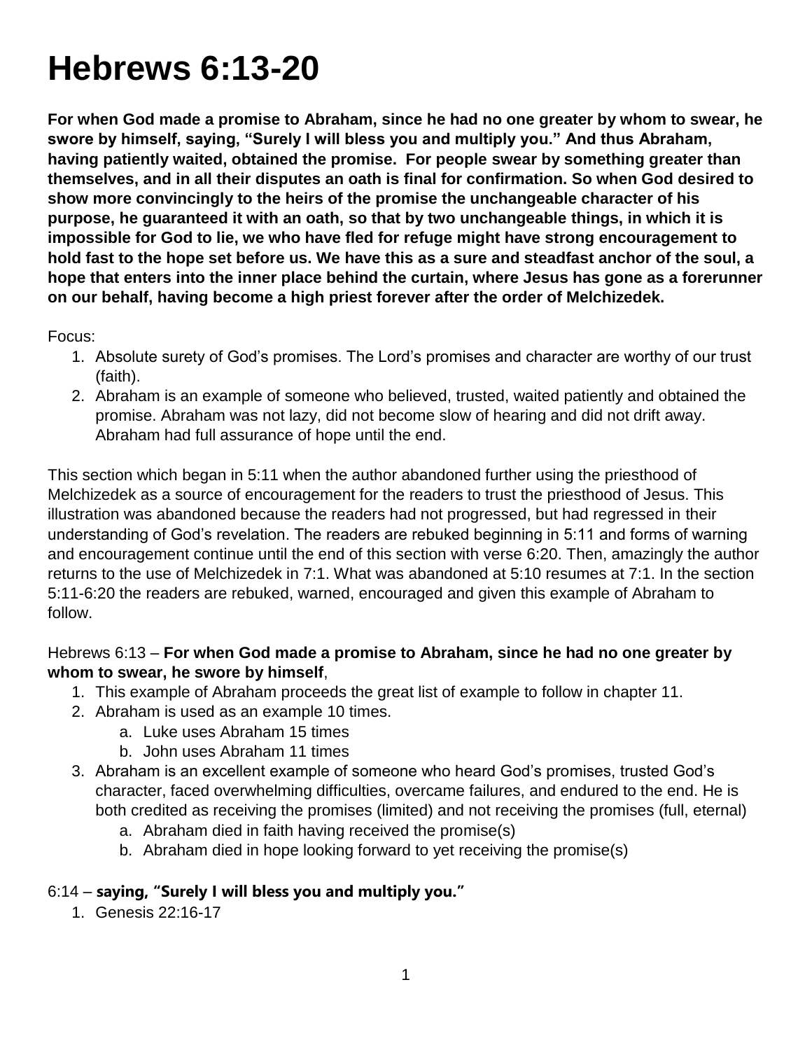# Hebrews 6:13-20

**For when God made a promise to Abraham, since he had no one greater by whom to swear, he swore by himself, saying, "Surely I will bless you and multiply you." And thus Abraham, having patiently waited, obtained the promise. For people swear by something greater than themselves, and in all their disputes an oath is final for confirmation. So when God desired to show more convincingly to the heirs of the promise the unchangeable character of his purpose, he guaranteed it with an oath, so that by two unchangeable things, in which it is impossible for God to lie, we who have fled for refuge might have strong encouragement to hold fast to the hope set before us. We have this as a sure and steadfast anchor of the soul, a hope that enters into the inner place behind the curtain, where Jesus has gone as a forerunner on our behalf, having become a high priest forever after the order of Melchizedek.**

Focus:

1. Absolute surety of God's promises. The Lord's promises and character are worthy of our trust (faith).
2. Abraham is an example of someone who believed, trusted, waited patiently and obtained the promise. Abraham was not lazy, did not become slow of hearing and did not drift away. Abraham had full assurance of hope until the end.

This section which began in 5:11 when the author abandoned further using the priesthood of Melchizedek as a source of encouragement for the readers to trust the priesthood of Jesus. This illustration was abandoned because the readers had not progressed, but had regressed in their understanding of God's revelation. The readers are rebuked beginning in 5:11 and forms of warning and encouragement continue until the end of this section with verse 6:20. Then, amazingly the author returns to the use of Melchizedek in 7:1. What was abandoned at 5:10 resumes at 7:1. In the section 5:11-6:20 the readers are rebuked, warned, encouraged and given this example of Abraham to follow.

Hebrews 6:13 – **For when God made a promise to Abraham, since he had no one greater by whom to swear, he swore by himself**,

1. This example of Abraham proceeds the great list of example to follow in chapter 11.
2. Abraham is used as an example 10 times.
   a. Luke uses Abraham 15 times
   b. John uses Abraham 11 times
3. Abraham is an excellent example of someone who heard God's promises, trusted God's character, faced overwhelming difficulties, overcame failures, and endured to the end. He is both credited as receiving the promises (limited) and not receiving the promises (full, eternal)
   a. Abraham died in faith having received the promise(s)
   b. Abraham died in hope looking forward to yet receiving the promise(s)

6:14 – **saying, "Surely I will bless you and multiply you."**

1. Genesis 22:16-17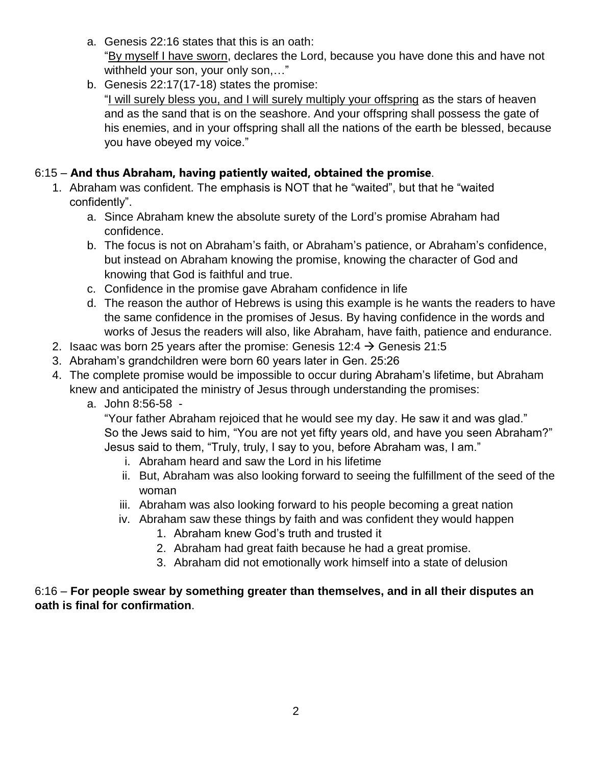a. Genesis 22:16 states that this is an oath:
      "<u>By myself I have sworn</u>, declares the Lord, because you have done this and have not withheld your son, your only son,…"
   b. Genesis 22:17(17-18) states the promise:
      "<u>I will surely bless you, and I will surely multiply your offspring</u> as the stars of heaven and as the sand that is on the seashore. And your offspring shall possess the gate of his enemies, and in your offspring shall all the nations of the earth be blessed, because you have obeyed my voice."

6:15 – **And thus Abraham, having patiently waited, obtained the promise**.

1. Abraham was confident. The emphasis is NOT that he "waited", but that he "waited confidently".
   a. Since Abraham knew the absolute surety of the Lord's promise Abraham had confidence.
   b. The focus is not on Abraham's faith, or Abraham's patience, or Abraham's confidence, but instead on Abraham knowing the promise, knowing the character of God and knowing that God is faithful and true.
   c. Confidence in the promise gave Abraham confidence in life
   d. The reason the author of Hebrews is using this example is he wants the readers to have the same confidence in the promises of Jesus. By having confidence in the words and works of Jesus the readers will also, like Abraham, have faith, patience and endurance.
2. Isaac was born 25 years after the promise: Genesis 12:4 → Genesis 21:5
3. Abraham's grandchildren were born 60 years later in Gen. 25:26
4. The complete promise would be impossible to occur during Abraham's lifetime, but Abraham knew and anticipated the ministry of Jesus through understanding the promises:
   a. John 8:56-58 -
      "Your father Abraham rejoiced that he would see my day. He saw it and was glad." So the Jews said to him, "You are not yet fifty years old, and have you seen Abraham?" Jesus said to them, "Truly, truly, I say to you, before Abraham was, I am."
      i. Abraham heard and saw the Lord in his lifetime
      ii. But, Abraham was also looking forward to seeing the fulfillment of the seed of the woman
      iii. Abraham was also looking forward to his people becoming a great nation
      iv. Abraham saw these things by faith and was confident they would happen
         1. Abraham knew God's truth and trusted it
         2. Abraham had great faith because he had a great promise.
         3. Abraham did not emotionally work himself into a state of delusion

6:16 – **For people swear by something greater than themselves, and in all their disputes an oath is final for confirmation**.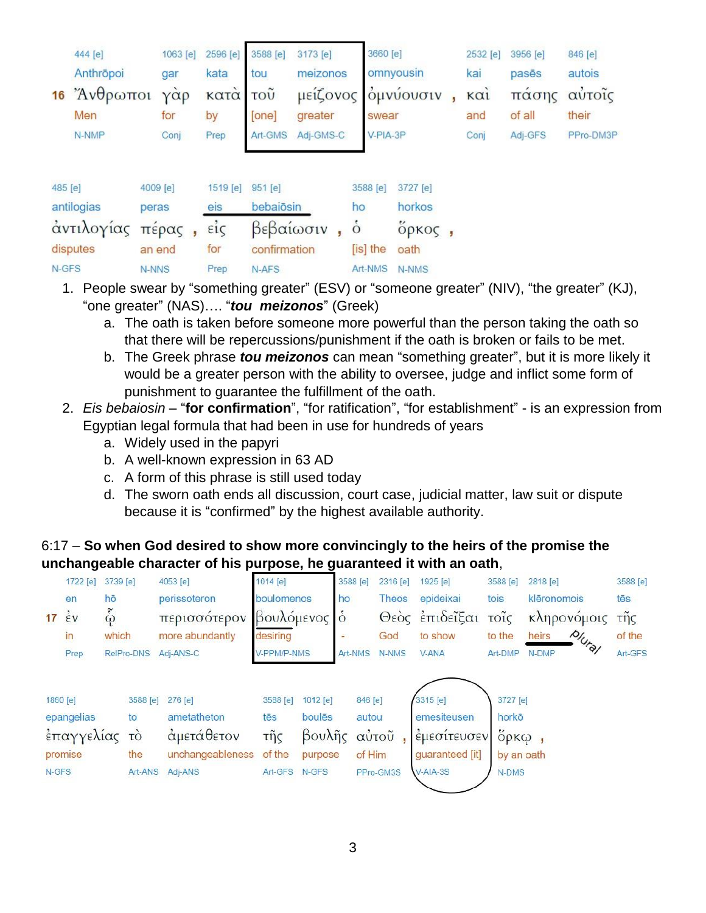| | 444 [e] | 1063 [e] | 2596 [e] | 3588 [e] | 3173 [e] | 3660 [e] | | 2532 [e] | 3956 [e] | 846 [e] |
|---|---|---|---|---|---|---|---|---|---|---|
| | Anthrōpoi | gar | kata | tou | meizonos | omnyousin | | kai | pasēs | autois |
| 16 | Ἄνθρωποι | γὰρ | κατὰ | τοῦ | μείζονος | ὀμνύουσιν | , | καὶ | πάσης | αὐτοῖς |
| | Men | for | by | [one] | greater | swear | | and | of all | their |
| | N-NMP | Conj | Prep | Art-GMS | Adj-GMS-C | V-PIA-3P | | Conj | Adj-GFS | PPro-DM3P |

| 485 [e] | 4009 [e] | | 1519 [e] | 951 [e] | | 3588 [e] | 3727 [e] | |
|---|---|---|---|---|---|---|---|---|
| antilogias | peras | | eis | bebaiōsin | | ho | horkos | |
| ἀντιλογίας | πέρας | , | εἰς | βεβαίωσιν | , | ὁ | ὅρκος | , |
| disputes | an end | | for | confirmation | | [is] the | oath | |
| N-GFS | N-NNS | | Prep | N-AFS | | Art-NMS | N-NMS | |

1. People swear by "something greater" (ESV) or "someone greater" (NIV), "the greater" (KJ), "one greater" (NAS)…. "***tou meizonos***" (Greek)
   a. The oath is taken before someone more powerful than the person taking the oath so that there will be repercussions/punishment if the oath is broken or fails to be met.
   b. The Greek phrase ***tou meizonos*** can mean "something greater", but it is more likely it would be a greater person with the ability to oversee, judge and inflict some form of punishment to guarantee the fulfillment of the oath.
2. *Eis bebaiosin* – "**for confirmation**", "for ratification", "for establishment" - is an expression from Egyptian legal formula that had been in use for hundreds of years
   a. Widely used in the papyri
   b. A well-known expression in 63 AD
   c. A form of this phrase is still used today
   d. The sworn oath ends all discussion, court case, judicial matter, law suit or dispute because it is "confirmed" by the highest available authority.

6:17 – **So when God desired to show more convincingly to the heirs of the promise the unchangeable character of his purpose, he guaranteed it with an oath**,

| | 1722 [e] | 3739 [e] | 4053 [e] | 1014 [e] | 3588 [e] | 2316 [e] | 1925 [e] | 3588 [e] | 2818 [e] | 3588 [e] |
|---|---|---|---|---|---|---|---|---|---|---|
| | en | hō | perissoteron | boulomenos | ho | Theos | epideixai | tois | klēronomois | tēs |
| 17 | ἐν | ᾧ | περισσότερον | βουλόμενος | ὁ | Θεὸς | ἐπιδεῖξαι | τοῖς | κληρονόμοις | τῆς |
| | in | which | more abundantly | desiring | - | God | to show | to the | heirs (plural) | of the |
| | Prep | RelPro-DNS | Adj-ANS-C | V-PPM/P-NMS | Art-NMS | N-NMS | V-ANA | Art-DMP | N-DMP | Art-GFS |

| 1860 [e] | 3588 [e] | 276 [e] | 3588 [e] | 1012 [e] | 846 [e] | | 3315 [e] | 3727 [e] | |
|---|---|---|---|---|---|---|---|---|---|
| epangelias | to | ametatheton | tēs | boulēs | autou | | emesiteusen | horkō | |
| ἐπαγγελίας | τὸ | ἀμετάθετον | τῆς | βουλῆς | αὐτοῦ | , | ἐμεσίτευσεν | ὅρκῳ | , |
| promise | the | unchangeableness | of the | purpose | of Him | | guaranteed [it] | by an oath | |
| N-GFS | Art-ANS | Adj-ANS | Art-GFS | N-GFS | PPro-GM3S | | V-AIA-3S | N-DMS | |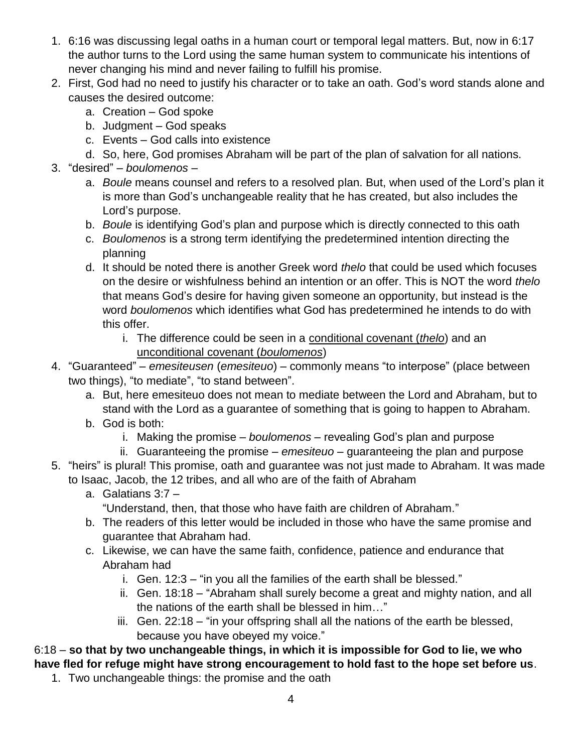1. 6:16 was discussing legal oaths in a human court or temporal legal matters. But, now in 6:17 the author turns to the Lord using the same human system to communicate his intentions of never changing his mind and never failing to fulfill his promise.
2. First, God had no need to justify his character or to take an oath. God's word stands alone and causes the desired outcome:
   a. Creation – God spoke
   b. Judgment – God speaks
   c. Events – God calls into existence
   d. So, here, God promises Abraham will be part of the plan of salvation for all nations.
3. "desired" – *boulomenos* –
   a. *Boule* means counsel and refers to a resolved plan. But, when used of the Lord's plan it is more than God's unchangeable reality that he has created, but also includes the Lord's purpose.
   b. *Boule* is identifying God's plan and purpose which is directly connected to this oath
   c. *Boulomenos* is a strong term identifying the predetermined intention directing the planning
   d. It should be noted there is another Greek word *thelo* that could be used which focuses on the desire or wishfulness behind an intention or an offer. This is NOT the word *thelo* that means God's desire for having given someone an opportunity, but instead is the word *boulomenos* which identifies what God has predetermined he intends to do with this offer.
      i. The difference could be seen in a <u>conditional covenant (*thelo*)</u> and an <u>unconditional covenant (*boulomenos*)</u>
4. "Guaranteed" – *emesiteusen* (*emesiteuo*) – commonly means "to interpose" (place between two things), "to mediate", "to stand between".
   a. But, here emesiteuo does not mean to mediate between the Lord and Abraham, but to stand with the Lord as a guarantee of something that is going to happen to Abraham.
   b. God is both:
      i. Making the promise – *boulomenos* – revealing God's plan and purpose
      ii. Guaranteeing the promise – *emesiteuo* – guaranteeing the plan and purpose
5. "heirs" is plural! This promise, oath and guarantee was not just made to Abraham. It was made to Isaac, Jacob, the 12 tribes, and all who are of the faith of Abraham
   a. Galatians 3:7 –
      "Understand, then, that those who have faith are children of Abraham."
   b. The readers of this letter would be included in those who have the same promise and guarantee that Abraham had.
   c. Likewise, we can have the same faith, confidence, patience and endurance that Abraham had
      i. Gen. 12:3 – "in you all the families of the earth shall be blessed."
      ii. Gen. 18:18 – "Abraham shall surely become a great and mighty nation, and all the nations of the earth shall be blessed in him…"
      iii. Gen. 22:18 – "in your offspring shall all the nations of the earth be blessed, because you have obeyed my voice."

6:18 – **so that by two unchangeable things, in which it is impossible for God to lie, we who have fled for refuge might have strong encouragement to hold fast to the hope set before us**.

1. Two unchangeable things: the promise and the oath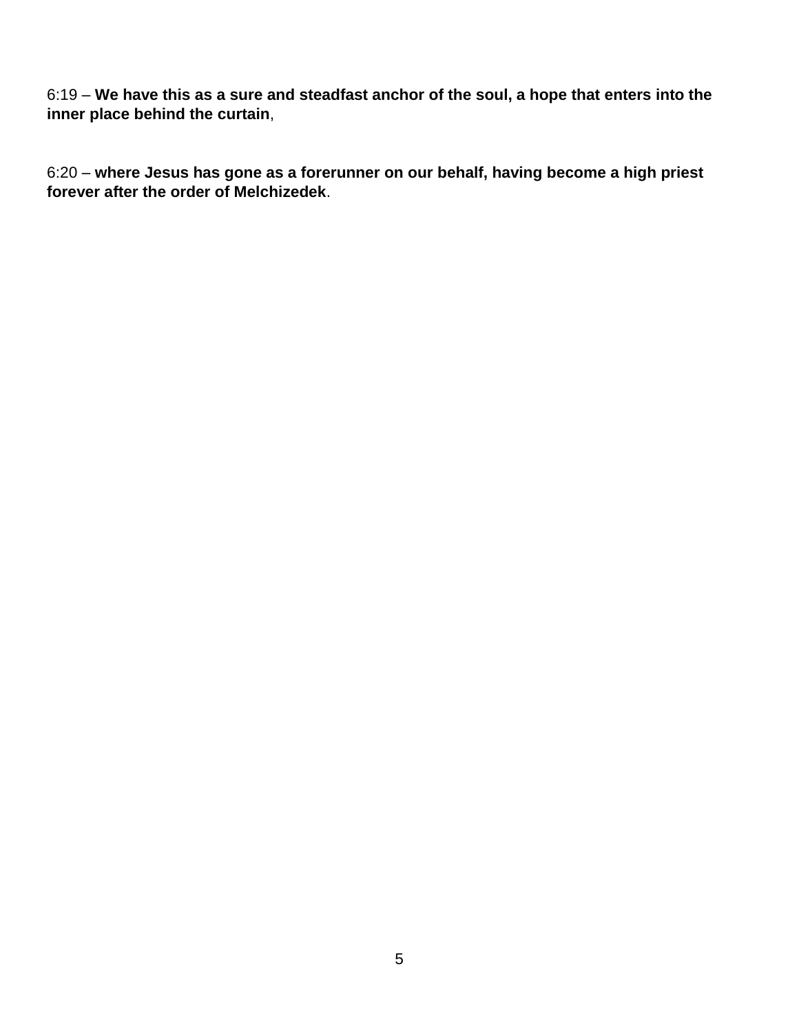6:19 – **We have this as a sure and steadfast anchor of the soul, a hope that enters into the inner place behind the curtain**,

6:20 – **where Jesus has gone as a forerunner on our behalf, having become a high priest forever after the order of Melchizedek**.